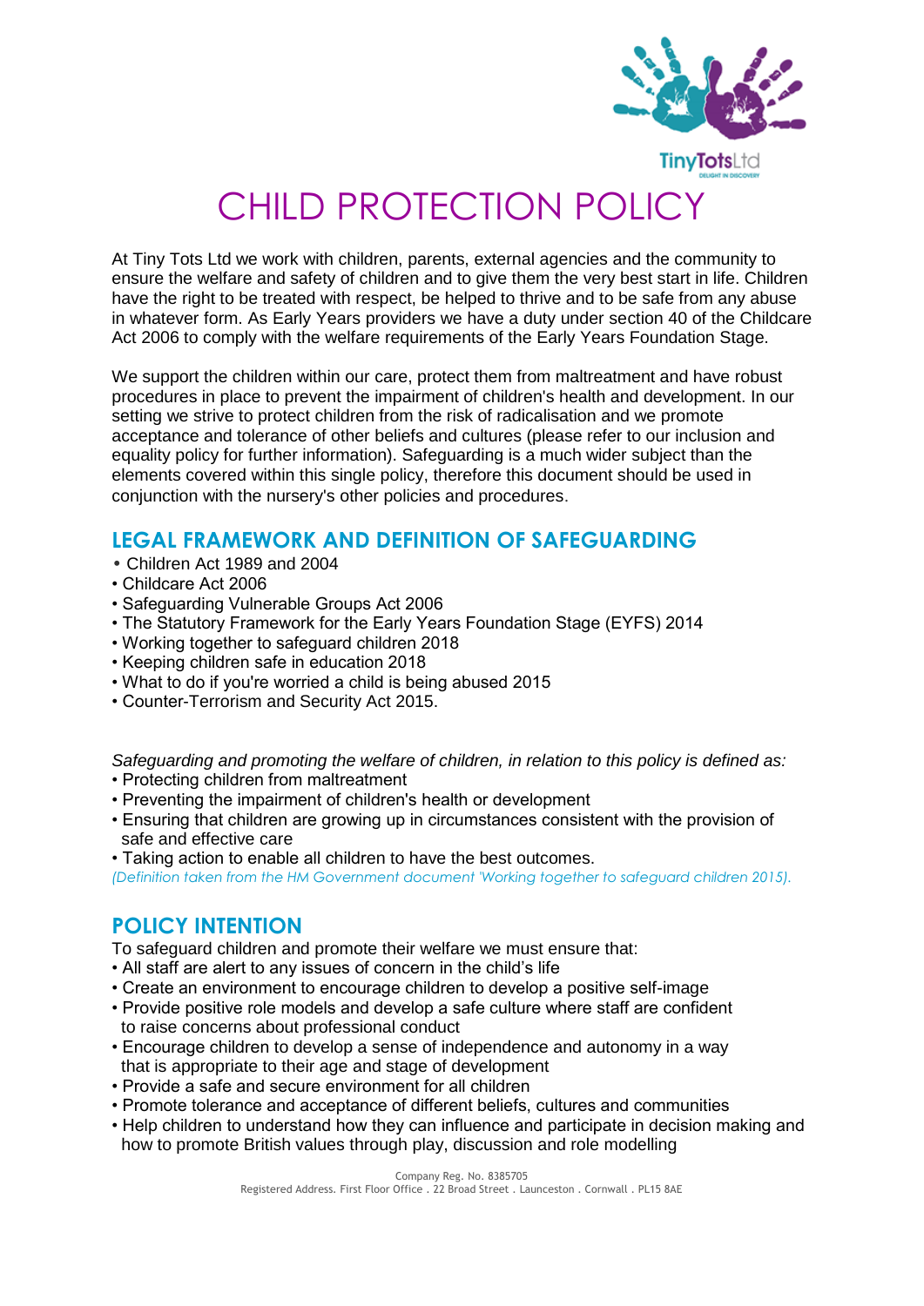# CHILD PROTECTION POLICY

At Tiny Tots Ltd we work with children, parents, external agencies and the community to ensure the welfare and safety of children and to give them the very best start in life. Children have the right to be treated with respect, be helped to thrive and to be safe from any abuse in whatever form. As Early Years providers we have a duty under section 40 of the Childcare Act 2006 to comply with the welfare requirements of the Early Years Foundation Stage.

We support the children within our care, protect them from maltreatment and have robust procedures in place to prevent the impairment of children's health and development. In our setting we strive to protect children from the risk of radicalisation and we promote acceptance and tolerance of other beliefs and cultures (please refer to our inclusion and equality policy for further information). Safeguarding is a much wider subject than the elements covered within this single policy, therefore this document should be used in conjunction with the nursery's other policies and procedures.

## LEGAL FRAMEWORK AND DEFINITION OF SAFEGUARDING

- Children Act 1989 and 2004
- Childcare Act 2006
- Safeguarding Vulnerable Groups Act 2006
- The Statutory Framework for the Early Years Foundation Stage (EYFS) 2014
- Working together to safeguard children 2018
- Keeping children safe in education 2018
- What to do if you're worried a child is being abused 2015
- Counter-Terrorism and Security Act 2015.

*Safeguarding and promoting the welfare of children, in relation to this policy is defined as:*

- Protecting children from maltreatment
- Preventing the impairment of children's health or development
- Ensuring that children are growing up in circumstances consistent with the provision of safe and effective care
- Taking action to enable all children to have the best outcomes.

*(Definition taken from the HM Government document 'Working together to safeguard children 2015).*

## POLICY INTENTION

To safeguard children and promote their welfare we must ensure that:

- All staff are alert to any issues of concern in the child's life
- Create an environment to encourage children to develop a positive self-image
- Provide positive role models and develop a safe culture where staff are confident to raise concerns about professional conduct
- Encourage children to develop a sense of independence and autonomy in a way that is appropriate to their age and stage of development
- Provide a safe and secure environment for all children
- Promote tolerance and acceptance of different beliefs, cultures and communities
- Help children to understand how they can influence and participate in decision making and how to promote British values through play, discussion and role modelling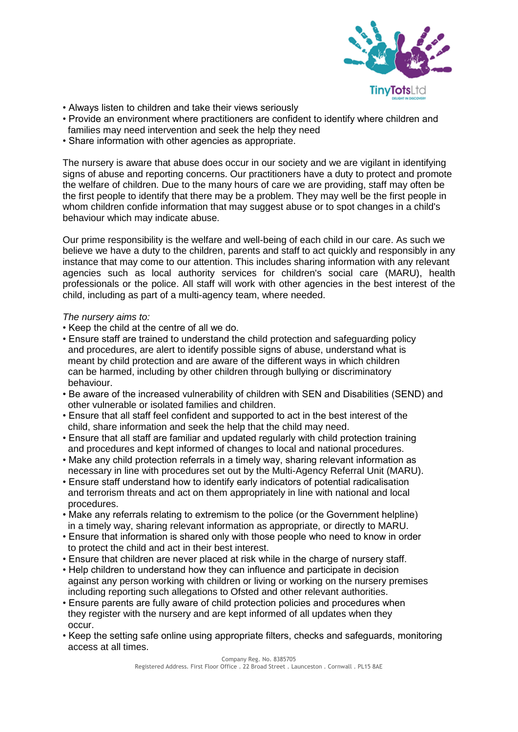- Always listen to children and take their views seriously
- Provide an environment where practitioners are confident to identify where children and families may need intervention and seek the help they need
- Share information with other agencies as appropriate.

The nursery is aware that abuse does occur in our society and we are vigilant in identifying signs of abuse and reporting concerns. Our practitioners have a duty to protect and promote the welfare of children. Due to the many hours of care we are providing, staff may often be the first people to identify that there may be a problem. They may well be the first people in whom children confide information that may suggest abuse or to spot changes in a child's behaviour which may indicate abuse.

Our prime responsibility is the welfare and well-being of each child in our care. As such we believe we have a duty to the children, parents and staff to act quickly and responsibly in any instance that may come to our attention. This includes sharing information with any relevant agencies such as local authority services for children's social care (MARU), health professionals or the police. All staff will work with other agencies in the best interest of the child, including as part of a multi-agency team, where needed.

*The nursery aims to:*

- Keep the child at the centre of all we do.
- Ensure staff are trained to understand the child protection and safeguarding policy and procedures, are alert to identify possible signs of abuse, understand what is meant by child protection and are aware of the different ways in which children can be harmed, including by other children through bullying or discriminatory behaviour.
- Be aware of the increased vulnerability of children with SEN and Disabilities (SEND) and other vulnerable or isolated families and children.
- Ensure that all staff feel confident and supported to act in the best interest of the child, share information and seek the help that the child may need.
- Ensure that all staff are familiar and updated regularly with child protection training and procedures and kept informed of changes to local and national procedures.
- Make any child protection referrals in a timely way, sharing relevant information as necessary in line with procedures set out by the Multi-Agency Referral Unit (MARU).
- Ensure staff understand how to identify early indicators of potential radicalisation and terrorism threats and act on them appropriately in line with national and local procedures.
- Make any referrals relating to extremism to the police (or the Government helpline) in a timely way, sharing relevant information as appropriate, or directly to MARU.
- Ensure that information is shared only with those people who need to know in order to protect the child and act in their best interest.
- Ensure that children are never placed at risk while in the charge of nursery staff.
- Help children to understand how they can influence and participate in decision against any person working with children or living or working on the nursery premises including reporting such allegations to Ofsted and other relevant authorities.
- Ensure parents are fully aware of child protection policies and procedures when they register with the nursery and are kept informed of all updates when they occur.
- Keep the setting safe online using appropriate filters, checks and safeguards, monitoring access at all times.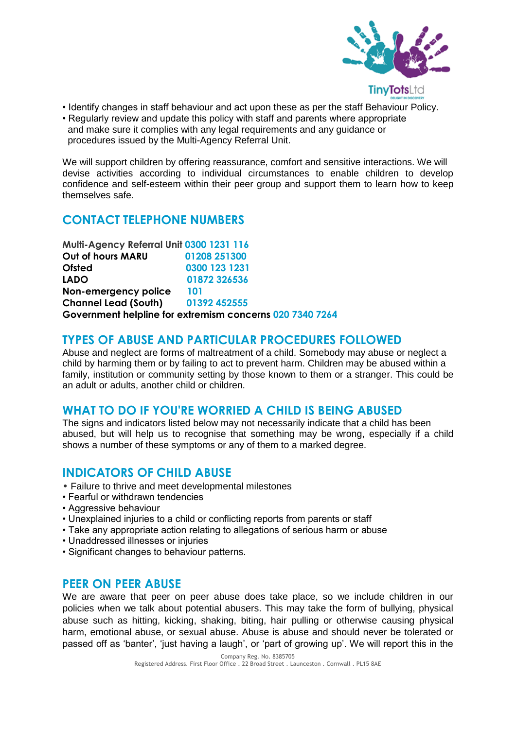- Identify changes in staff behaviour and act upon these as per the staff Behaviour Policy.
- Regularly review and update this policy with staff and parents where appropriate and make sure it complies with any legal requirements and any guidance or procedures issued by the Multi-Agency Referral Unit.

We will support children by offering reassurance, comfort and sensitive interactions. We will devise activities according to individual circumstances to enable children to develop confidence and self-esteem within their peer group and support them to learn how to keep themselves safe.

## CONTACT TELEPHONE NUMBERS

**Multi-Agency Referral Unit** 0300 1231 116
**Out of hours MARU** 01208 251300
**Ofsted** 0300 123 1231
**LADO** 01872 326536
**Non-emergency police** 101
**Channel Lead (South)** 01392 452555
**Government helpline for extremism concerns** 020 7340 7264

## TYPES OF ABUSE AND PARTICULAR PROCEDURES FOLLOWED

Abuse and neglect are forms of maltreatment of a child. Somebody may abuse or neglect a child by harming them or by failing to act to prevent harm. Children may be abused within a family, institution or community setting by those known to them or a stranger. This could be an adult or adults, another child or children.

## WHAT TO DO IF YOU'RE WORRIED A CHILD IS BEING ABUSED

The signs and indicators listed below may not necessarily indicate that a child has been abused, but will help us to recognise that something may be wrong, especially if a child shows a number of these symptoms or any of them to a marked degree.

## INDICATORS OF CHILD ABUSE

- Failure to thrive and meet developmental milestones
- Fearful or withdrawn tendencies
- Aggressive behaviour
- Unexplained injuries to a child or conflicting reports from parents or staff
- Take any appropriate action relating to allegations of serious harm or abuse
- Unaddressed illnesses or injuries
- Significant changes to behaviour patterns.

## PEER ON PEER ABUSE

We are aware that peer on peer abuse does take place, so we include children in our policies when we talk about potential abusers. This may take the form of bullying, physical abuse such as hitting, kicking, shaking, biting, hair pulling or otherwise causing physical harm, emotional abuse, or sexual abuse. Abuse is abuse and should never be tolerated or passed off as 'banter', 'just having a laugh', or 'part of growing up'. We will report this in the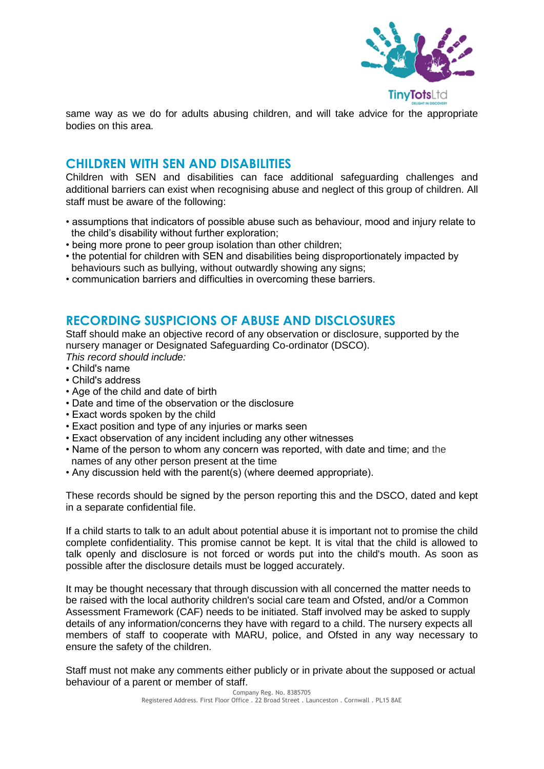same way as we do for adults abusing children, and will take advice for the appropriate bodies on this area.

## CHILDREN WITH SEN AND DISABILITIES

Children with SEN and disabilities can face additional safeguarding challenges and additional barriers can exist when recognising abuse and neglect of this group of children. All staff must be aware of the following:

- assumptions that indicators of possible abuse such as behaviour, mood and injury relate to the child's disability without further exploration;
- being more prone to peer group isolation than other children;
- the potential for children with SEN and disabilities being disproportionately impacted by behaviours such as bullying, without outwardly showing any signs;
- communication barriers and difficulties in overcoming these barriers.

## RECORDING SUSPICIONS OF ABUSE AND DISCLOSURES

Staff should make an objective record of any observation or disclosure, supported by the nursery manager or Designated Safeguarding Co-ordinator (DSCO).

*This record should include:*

- Child's name
- Child's address
- Age of the child and date of birth
- Date and time of the observation or the disclosure
- Exact words spoken by the child
- Exact position and type of any injuries or marks seen
- Exact observation of any incident including any other witnesses
- Name of the person to whom any concern was reported, with date and time; and the names of any other person present at the time
- Any discussion held with the parent(s) (where deemed appropriate).

These records should be signed by the person reporting this and the DSCO, dated and kept in a separate confidential file.

If a child starts to talk to an adult about potential abuse it is important not to promise the child complete confidentiality. This promise cannot be kept. It is vital that the child is allowed to talk openly and disclosure is not forced or words put into the child's mouth. As soon as possible after the disclosure details must be logged accurately.

It may be thought necessary that through discussion with all concerned the matter needs to be raised with the local authority children's social care team and Ofsted, and/or a Common Assessment Framework (CAF) needs to be initiated. Staff involved may be asked to supply details of any information/concerns they have with regard to a child. The nursery expects all members of staff to cooperate with MARU, police, and Ofsted in any way necessary to ensure the safety of the children.

Staff must not make any comments either publicly or in private about the supposed or actual behaviour of a parent or member of staff.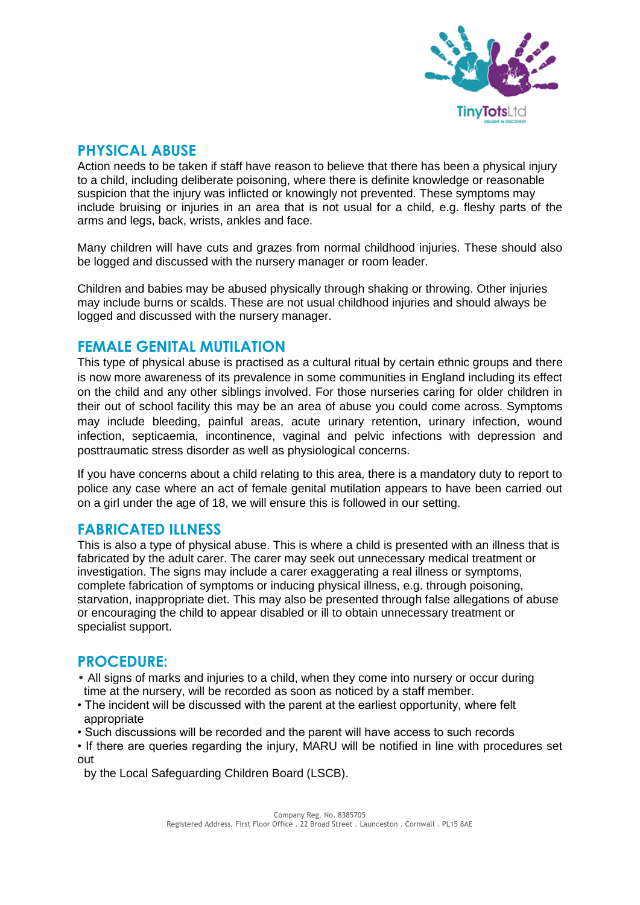## PHYSICAL ABUSE

Action needs to be taken if staff have reason to believe that there has been a physical injury to a child, including deliberate poisoning, where there is definite knowledge or reasonable suspicion that the injury was inflicted or knowingly not prevented. These symptoms may include bruising or injuries in an area that is not usual for a child, e.g. fleshy parts of the arms and legs, back, wrists, ankles and face.

Many children will have cuts and grazes from normal childhood injuries. These should also be logged and discussed with the nursery manager or room leader.

Children and babies may be abused physically through shaking or throwing. Other injuries may include burns or scalds. These are not usual childhood injuries and should always be logged and discussed with the nursery manager.

## FEMALE GENITAL MUTILATION

This type of physical abuse is practised as a cultural ritual by certain ethnic groups and there is now more awareness of its prevalence in some communities in England including its effect on the child and any other siblings involved. For those nurseries caring for older children in their out of school facility this may be an area of abuse you could come across. Symptoms may include bleeding, painful areas, acute urinary retention, urinary infection, wound infection, septicaemia, incontinence, vaginal and pelvic infections with depression and posttraumatic stress disorder as well as physiological concerns.

If you have concerns about a child relating to this area, there is a mandatory duty to report to police any case where an act of female genital mutilation appears to have been carried out on a girl under the age of 18, we will ensure this is followed in our setting.

## FABRICATED ILLNESS

This is also a type of physical abuse. This is where a child is presented with an illness that is fabricated by the adult carer. The carer may seek out unnecessary medical treatment or investigation. The signs may include a carer exaggerating a real illness or symptoms, complete fabrication of symptoms or inducing physical illness, e.g. through poisoning, starvation, inappropriate diet. This may also be presented through false allegations of abuse or encouraging the child to appear disabled or ill to obtain unnecessary treatment or specialist support.

## PROCEDURE:

- All signs of marks and injuries to a child, when they come into nursery or occur during time at the nursery, will be recorded as soon as noticed by a staff member.
- The incident will be discussed with the parent at the earliest opportunity, where felt appropriate
- Such discussions will be recorded and the parent will have access to such records
- If there are queries regarding the injury, MARU will be notified in line with procedures set out by the Local Safeguarding Children Board (LSCB).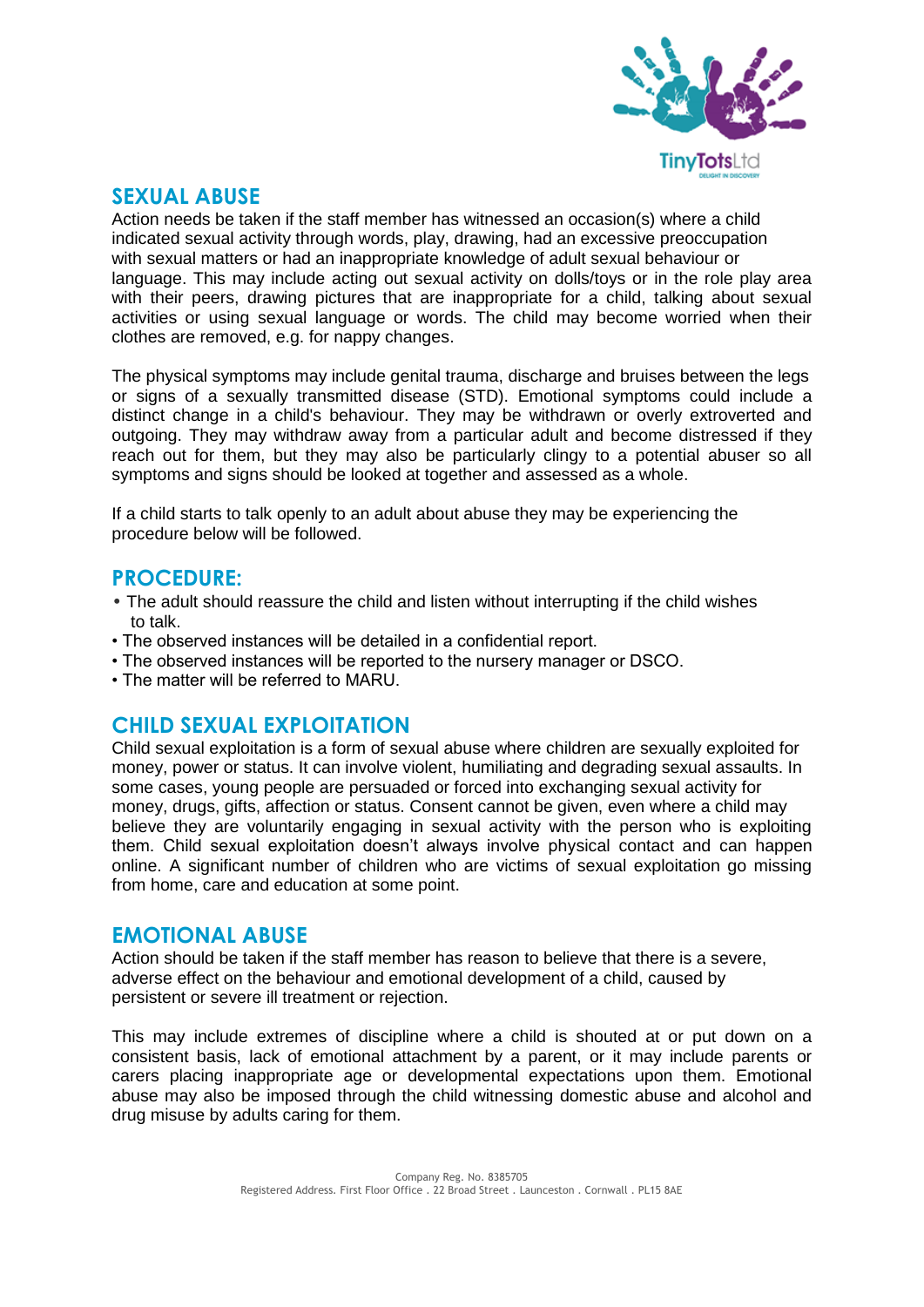## SEXUAL ABUSE

Action needs be taken if the staff member has witnessed an occasion(s) where a child indicated sexual activity through words, play, drawing, had an excessive preoccupation with sexual matters or had an inappropriate knowledge of adult sexual behaviour or language. This may include acting out sexual activity on dolls/toys or in the role play area with their peers, drawing pictures that are inappropriate for a child, talking about sexual activities or using sexual language or words. The child may become worried when their clothes are removed, e.g. for nappy changes.

The physical symptoms may include genital trauma, discharge and bruises between the legs or signs of a sexually transmitted disease (STD). Emotional symptoms could include a distinct change in a child's behaviour. They may be withdrawn or overly extroverted and outgoing. They may withdraw away from a particular adult and become distressed if they reach out for them, but they may also be particularly clingy to a potential abuser so all symptoms and signs should be looked at together and assessed as a whole.

If a child starts to talk openly to an adult about abuse they may be experiencing the procedure below will be followed.

## PROCEDURE:

- The adult should reassure the child and listen without interrupting if the child wishes to talk.
- The observed instances will be detailed in a confidential report.
- The observed instances will be reported to the nursery manager or DSCO.
- The matter will be referred to MARU.

## CHILD SEXUAL EXPLOITATION

Child sexual exploitation is a form of sexual abuse where children are sexually exploited for money, power or status. It can involve violent, humiliating and degrading sexual assaults. In some cases, young people are persuaded or forced into exchanging sexual activity for money, drugs, gifts, affection or status. Consent cannot be given, even where a child may believe they are voluntarily engaging in sexual activity with the person who is exploiting them. Child sexual exploitation doesn't always involve physical contact and can happen online. A significant number of children who are victims of sexual exploitation go missing from home, care and education at some point.

## EMOTIONAL ABUSE

Action should be taken if the staff member has reason to believe that there is a severe, adverse effect on the behaviour and emotional development of a child, caused by persistent or severe ill treatment or rejection.

This may include extremes of discipline where a child is shouted at or put down on a consistent basis, lack of emotional attachment by a parent, or it may include parents or carers placing inappropriate age or developmental expectations upon them. Emotional abuse may also be imposed through the child witnessing domestic abuse and alcohol and drug misuse by adults caring for them.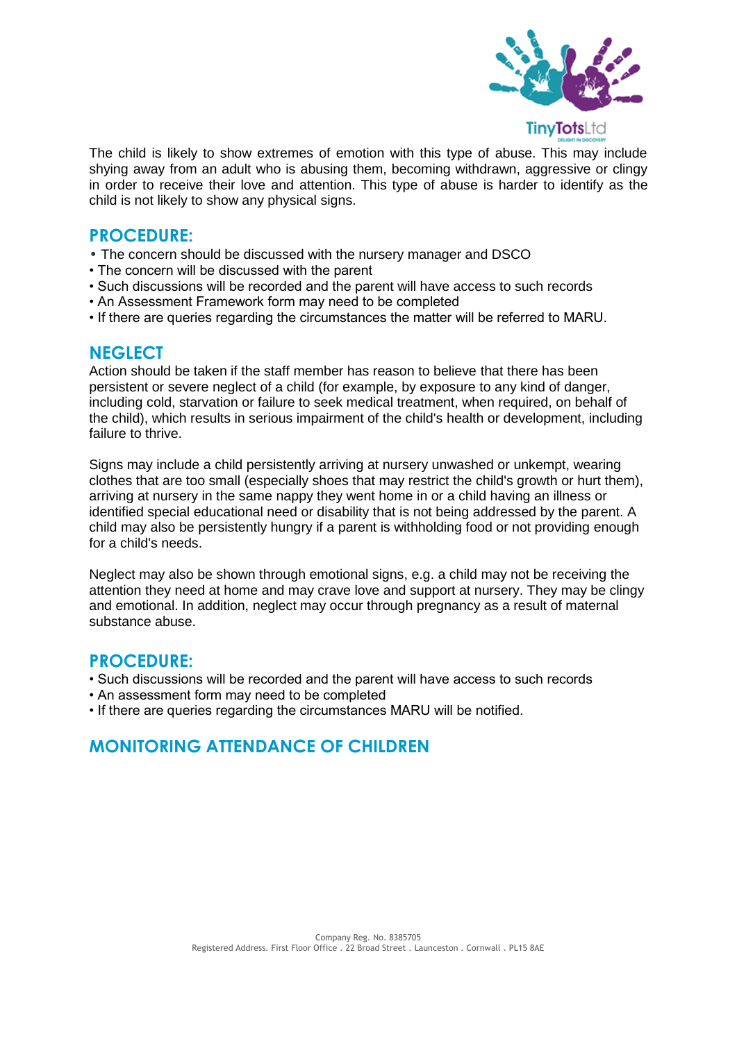The child is likely to show extremes of emotion with this type of abuse. This may include shying away from an adult who is abusing them, becoming withdrawn, aggressive or clingy in order to receive their love and attention. This type of abuse is harder to identify as the child is not likely to show any physical signs.

## PROCEDURE:

- The concern should be discussed with the nursery manager and DSCO
- The concern will be discussed with the parent
- Such discussions will be recorded and the parent will have access to such records
- An Assessment Framework form may need to be completed
- If there are queries regarding the circumstances the matter will be referred to MARU.

## NEGLECT

Action should be taken if the staff member has reason to believe that there has been persistent or severe neglect of a child (for example, by exposure to any kind of danger, including cold, starvation or failure to seek medical treatment, when required, on behalf of the child), which results in serious impairment of the child's health or development, including failure to thrive.

Signs may include a child persistently arriving at nursery unwashed or unkempt, wearing clothes that are too small (especially shoes that may restrict the child's growth or hurt them), arriving at nursery in the same nappy they went home in or a child having an illness or identified special educational need or disability that is not being addressed by the parent. A child may also be persistently hungry if a parent is withholding food or not providing enough for a child's needs.

Neglect may also be shown through emotional signs, e.g. a child may not be receiving the attention they need at home and may crave love and support at nursery. They may be clingy and emotional. In addition, neglect may occur through pregnancy as a result of maternal substance abuse.

## PROCEDURE:

- Such discussions will be recorded and the parent will have access to such records
- An assessment form may need to be completed
- If there are queries regarding the circumstances MARU will be notified.

## MONITORING ATTENDANCE OF CHILDREN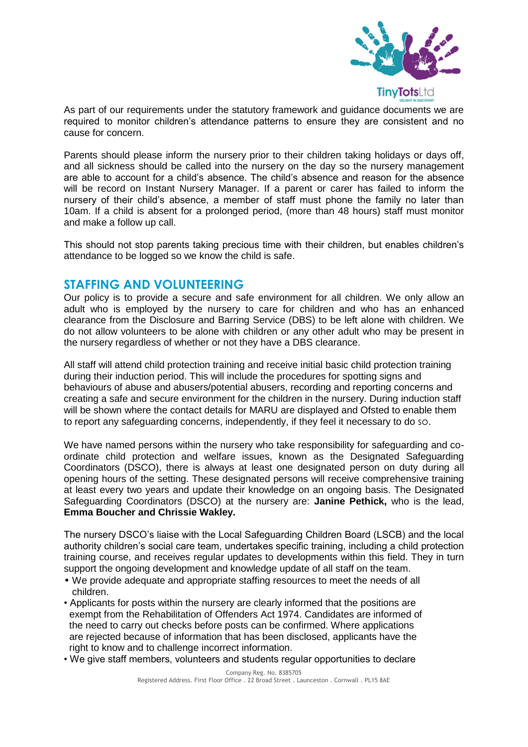As part of our requirements under the statutory framework and guidance documents we are required to monitor children's attendance patterns to ensure they are consistent and no cause for concern.

Parents should please inform the nursery prior to their children taking holidays or days off, and all sickness should be called into the nursery on the day so the nursery management are able to account for a child's absence. The child's absence and reason for the absence will be record on Instant Nursery Manager. If a parent or carer has failed to inform the nursery of their child's absence, a member of staff must phone the family no later than 10am. If a child is absent for a prolonged period, (more than 48 hours) staff must monitor and make a follow up call.

This should not stop parents taking precious time with their children, but enables children's attendance to be logged so we know the child is safe.

## STAFFING AND VOLUNTEERING

Our policy is to provide a secure and safe environment for all children. We only allow an adult who is employed by the nursery to care for children and who has an enhanced clearance from the Disclosure and Barring Service (DBS) to be left alone with children. We do not allow volunteers to be alone with children or any other adult who may be present in the nursery regardless of whether or not they have a DBS clearance.

All staff will attend child protection training and receive initial basic child protection training during their induction period. This will include the procedures for spotting signs and behaviours of abuse and abusers/potential abusers, recording and reporting concerns and creating a safe and secure environment for the children in the nursery. During induction staff will be shown where the contact details for MARU are displayed and Ofsted to enable them to report any safeguarding concerns, independently, if they feel it necessary to do so.

We have named persons within the nursery who take responsibility for safeguarding and co-ordinate child protection and welfare issues, known as the Designated Safeguarding Coordinators (DSCO), there is always at least one designated person on duty during all opening hours of the setting. These designated persons will receive comprehensive training at least every two years and update their knowledge on an ongoing basis. The Designated Safeguarding Coordinators (DSCO) at the nursery are: **Janine Pethick,** who is the lead, **Emma Boucher and Chrissie Wakley.**

The nursery DSCO's liaise with the Local Safeguarding Children Board (LSCB) and the local authority children's social care team, undertakes specific training, including a child protection training course, and receives regular updates to developments within this field. They in turn support the ongoing development and knowledge update of all staff on the team.

- We provide adequate and appropriate staffing resources to meet the needs of all children.
- Applicants for posts within the nursery are clearly informed that the positions are exempt from the Rehabilitation of Offenders Act 1974. Candidates are informed of the need to carry out checks before posts can be confirmed. Where applications are rejected because of information that has been disclosed, applicants have the right to know and to challenge incorrect information.
- We give staff members, volunteers and students regular opportunities to declare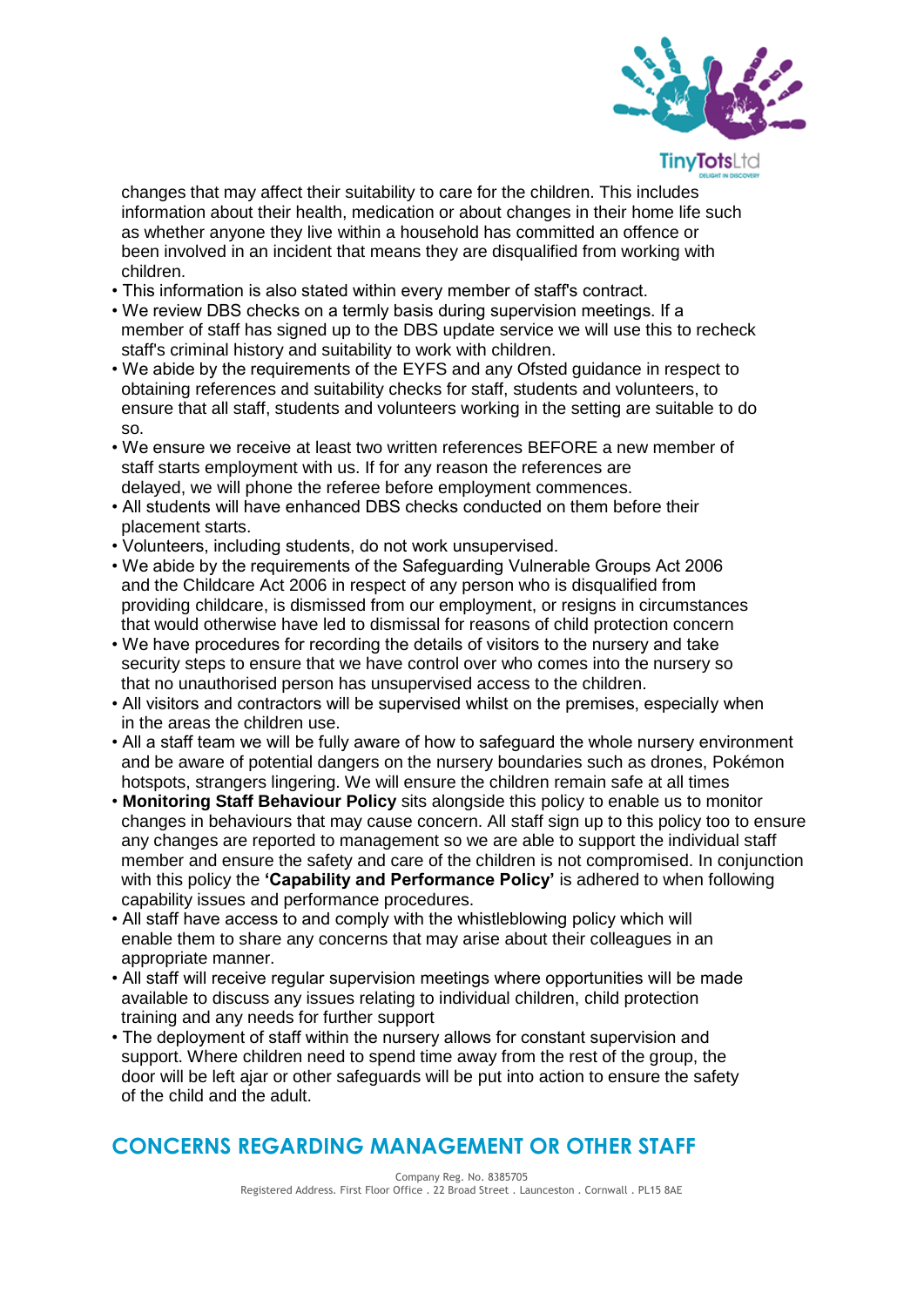changes that may affect their suitability to care for the children. This includes information about their health, medication or about changes in their home life such as whether anyone they live within a household has committed an offence or been involved in an incident that means they are disqualified from working with children.

- This information is also stated within every member of staff's contract.
- We review DBS checks on a termly basis during supervision meetings. If a member of staff has signed up to the DBS update service we will use this to recheck staff's criminal history and suitability to work with children.
- We abide by the requirements of the EYFS and any Ofsted guidance in respect to obtaining references and suitability checks for staff, students and volunteers, to ensure that all staff, students and volunteers working in the setting are suitable to do so.
- We ensure we receive at least two written references BEFORE a new member of staff starts employment with us. If for any reason the references are delayed, we will phone the referee before employment commences.
- All students will have enhanced DBS checks conducted on them before their placement starts.
- Volunteers, including students, do not work unsupervised.
- We abide by the requirements of the Safeguarding Vulnerable Groups Act 2006 and the Childcare Act 2006 in respect of any person who is disqualified from providing childcare, is dismissed from our employment, or resigns in circumstances that would otherwise have led to dismissal for reasons of child protection concern
- We have procedures for recording the details of visitors to the nursery and take security steps to ensure that we have control over who comes into the nursery so that no unauthorised person has unsupervised access to the children.
- All visitors and contractors will be supervised whilst on the premises, especially when in the areas the children use.
- All a staff team we will be fully aware of how to safeguard the whole nursery environment and be aware of potential dangers on the nursery boundaries such as drones, Pokémon hotspots, strangers lingering. We will ensure the children remain safe at all times
- **Monitoring Staff Behaviour Policy** sits alongside this policy to enable us to monitor changes in behaviours that may cause concern. All staff sign up to this policy too to ensure any changes are reported to management so we are able to support the individual staff member and ensure the safety and care of the children is not compromised. In conjunction with this policy the **'Capability and Performance Policy'** is adhered to when following capability issues and performance procedures.
- All staff have access to and comply with the whistleblowing policy which will enable them to share any concerns that may arise about their colleagues in an appropriate manner.
- All staff will receive regular supervision meetings where opportunities will be made available to discuss any issues relating to individual children, child protection training and any needs for further support
- The deployment of staff within the nursery allows for constant supervision and support. Where children need to spend time away from the rest of the group, the door will be left ajar or other safeguards will be put into action to ensure the safety of the child and the adult.

## CONCERNS REGARDING MANAGEMENT OR OTHER STAFF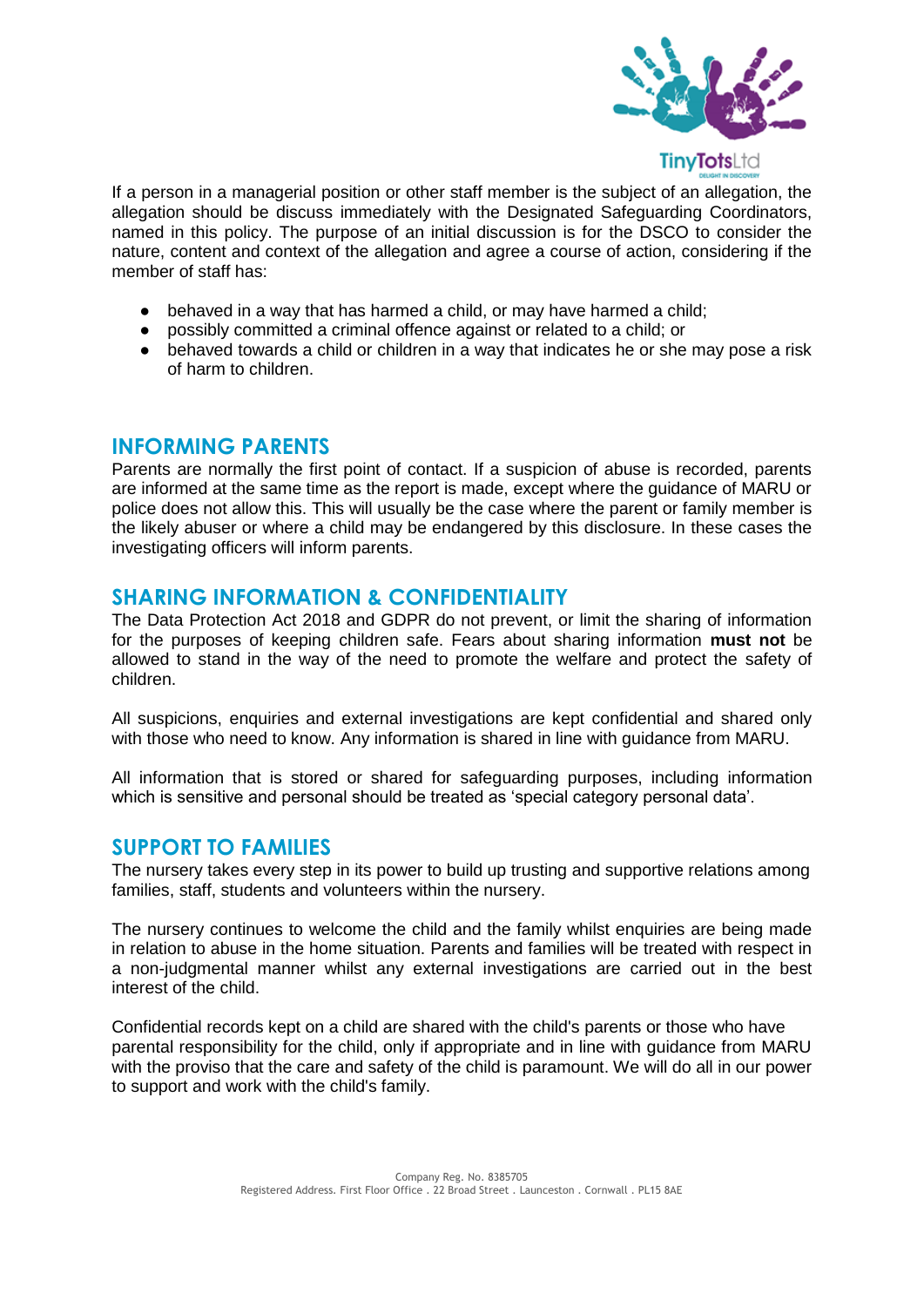If a person in a managerial position or other staff member is the subject of an allegation, the allegation should be discuss immediately with the Designated Safeguarding Coordinators, named in this policy. The purpose of an initial discussion is for the DSCO to consider the nature, content and context of the allegation and agree a course of action, considering if the member of staff has:

- behaved in a way that has harmed a child, or may have harmed a child;
- possibly committed a criminal offence against or related to a child; or
- behaved towards a child or children in a way that indicates he or she may pose a risk of harm to children.

## INFORMING PARENTS

Parents are normally the first point of contact. If a suspicion of abuse is recorded, parents are informed at the same time as the report is made, except where the guidance of MARU or police does not allow this. This will usually be the case where the parent or family member is the likely abuser or where a child may be endangered by this disclosure. In these cases the investigating officers will inform parents.

## SHARING INFORMATION & CONFIDENTIALITY

The Data Protection Act 2018 and GDPR do not prevent, or limit the sharing of information for the purposes of keeping children safe. Fears about sharing information **must not** be allowed to stand in the way of the need to promote the welfare and protect the safety of children.

All suspicions, enquiries and external investigations are kept confidential and shared only with those who need to know. Any information is shared in line with guidance from MARU.

All information that is stored or shared for safeguarding purposes, including information which is sensitive and personal should be treated as 'special category personal data'.

## SUPPORT TO FAMILIES

The nursery takes every step in its power to build up trusting and supportive relations among families, staff, students and volunteers within the nursery.

The nursery continues to welcome the child and the family whilst enquiries are being made in relation to abuse in the home situation. Parents and families will be treated with respect in a non-judgmental manner whilst any external investigations are carried out in the best interest of the child.

Confidential records kept on a child are shared with the child's parents or those who have parental responsibility for the child, only if appropriate and in line with guidance from MARU with the proviso that the care and safety of the child is paramount. We will do all in our power to support and work with the child's family.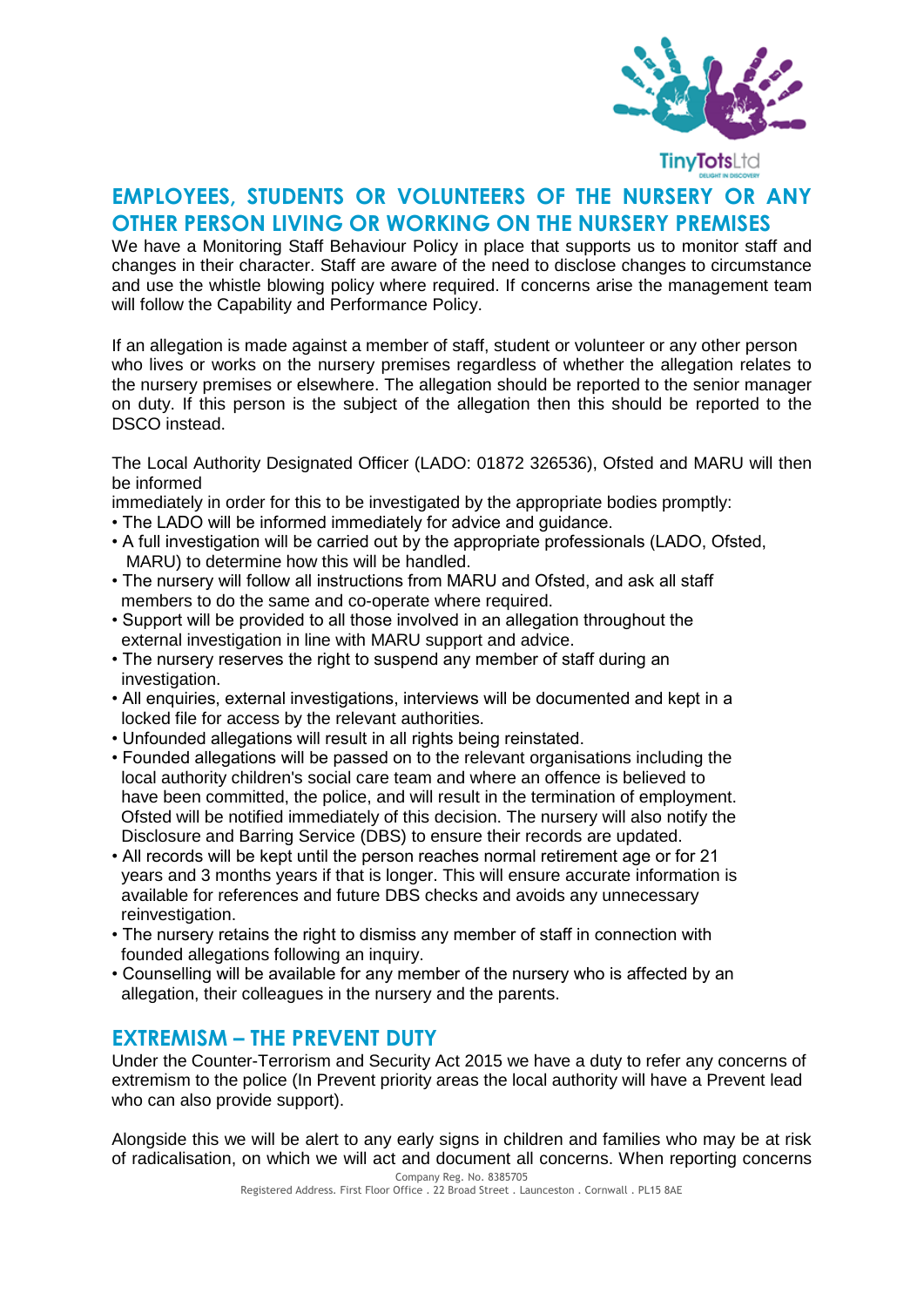## EMPLOYEES, STUDENTS OR VOLUNTEERS OF THE NURSERY OR ANY OTHER PERSON LIVING OR WORKING ON THE NURSERY PREMISES

We have a Monitoring Staff Behaviour Policy in place that supports us to monitor staff and changes in their character. Staff are aware of the need to disclose changes to circumstance and use the whistle blowing policy where required. If concerns arise the management team will follow the Capability and Performance Policy.

If an allegation is made against a member of staff, student or volunteer or any other person who lives or works on the nursery premises regardless of whether the allegation relates to the nursery premises or elsewhere. The allegation should be reported to the senior manager on duty. If this person is the subject of the allegation then this should be reported to the DSCO instead.

The Local Authority Designated Officer (LADO: 01872 326536), Ofsted and MARU will then be informed
immediately in order for this to be investigated by the appropriate bodies promptly:

- The LADO will be informed immediately for advice and guidance.
- A full investigation will be carried out by the appropriate professionals (LADO, Ofsted, MARU) to determine how this will be handled.
- The nursery will follow all instructions from MARU and Ofsted, and ask all staff members to do the same and co-operate where required.
- Support will be provided to all those involved in an allegation throughout the external investigation in line with MARU support and advice.
- The nursery reserves the right to suspend any member of staff during an investigation.
- All enquiries, external investigations, interviews will be documented and kept in a locked file for access by the relevant authorities.
- Unfounded allegations will result in all rights being reinstated.
- Founded allegations will be passed on to the relevant organisations including the local authority children's social care team and where an offence is believed to have been committed, the police, and will result in the termination of employment. Ofsted will be notified immediately of this decision. The nursery will also notify the Disclosure and Barring Service (DBS) to ensure their records are updated.
- All records will be kept until the person reaches normal retirement age or for 21 years and 3 months years if that is longer. This will ensure accurate information is available for references and future DBS checks and avoids any unnecessary reinvestigation.
- The nursery retains the right to dismiss any member of staff in connection with founded allegations following an inquiry.
- Counselling will be available for any member of the nursery who is affected by an allegation, their colleagues in the nursery and the parents.

## EXTREMISM – THE PREVENT DUTY

Under the Counter-Terrorism and Security Act 2015 we have a duty to refer any concerns of extremism to the police (In Prevent priority areas the local authority will have a Prevent lead who can also provide support).

Alongside this we will be alert to any early signs in children and families who may be at risk of radicalisation, on which we will act and document all concerns. When reporting concerns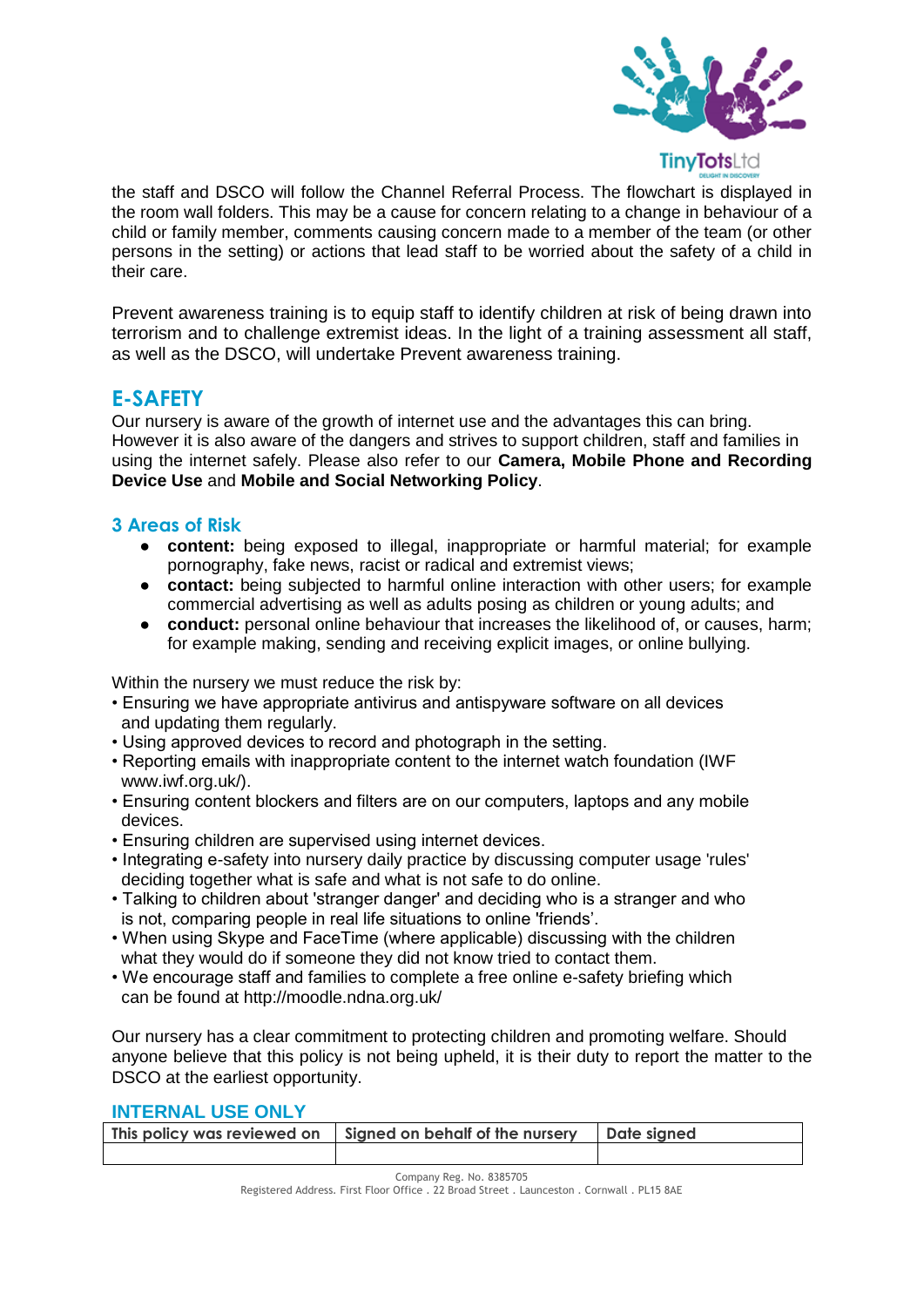the staff and DSCO will follow the Channel Referral Process. The flowchart is displayed in the room wall folders. This may be a cause for concern relating to a change in behaviour of a child or family member, comments causing concern made to a member of the team (or other persons in the setting) or actions that lead staff to be worried about the safety of a child in their care.

Prevent awareness training is to equip staff to identify children at risk of being drawn into terrorism and to challenge extremist ideas. In the light of a training assessment all staff, as well as the DSCO, will undertake Prevent awareness training.

## E-SAFETY

Our nursery is aware of the growth of internet use and the advantages this can bring. However it is also aware of the dangers and strives to support children, staff and families in using the internet safely. Please also refer to our **Camera, Mobile Phone and Recording Device Use** and **Mobile and Social Networking Policy**.

### 3 Areas of Risk

- **content:** being exposed to illegal, inappropriate or harmful material; for example pornography, fake news, racist or radical and extremist views;
- **contact:** being subjected to harmful online interaction with other users; for example commercial advertising as well as adults posing as children or young adults; and
- **conduct:** personal online behaviour that increases the likelihood of, or causes, harm; for example making, sending and receiving explicit images, or online bullying.

Within the nursery we must reduce the risk by:

- Ensuring we have appropriate antivirus and antispyware software on all devices and updating them regularly.
- Using approved devices to record and photograph in the setting.
- Reporting emails with inappropriate content to the internet watch foundation (IWF www.iwf.org.uk/).
- Ensuring content blockers and filters are on our computers, laptops and any mobile devices.
- Ensuring children are supervised using internet devices.
- Integrating e-safety into nursery daily practice by discussing computer usage 'rules' deciding together what is safe and what is not safe to do online.
- Talking to children about 'stranger danger' and deciding who is a stranger and who is not, comparing people in real life situations to online 'friends'.
- When using Skype and FaceTime (where applicable) discussing with the children what they would do if someone they did not know tried to contact them.
- We encourage staff and families to complete a free online e-safety briefing which can be found at http://moodle.ndna.org.uk/

Our nursery has a clear commitment to protecting children and promoting welfare. Should anyone believe that this policy is not being upheld, it is their duty to report the matter to the DSCO at the earliest opportunity.

## INTERNAL USE ONLY

| This policy was reviewed on | Signed on behalf of the nursery | Date signed |
| --- | --- | --- |
| | | |

Company Reg. No. 8385705
Registered Address. First Floor Office . 22 Broad Street . Launceston . Cornwall . PL15 8AE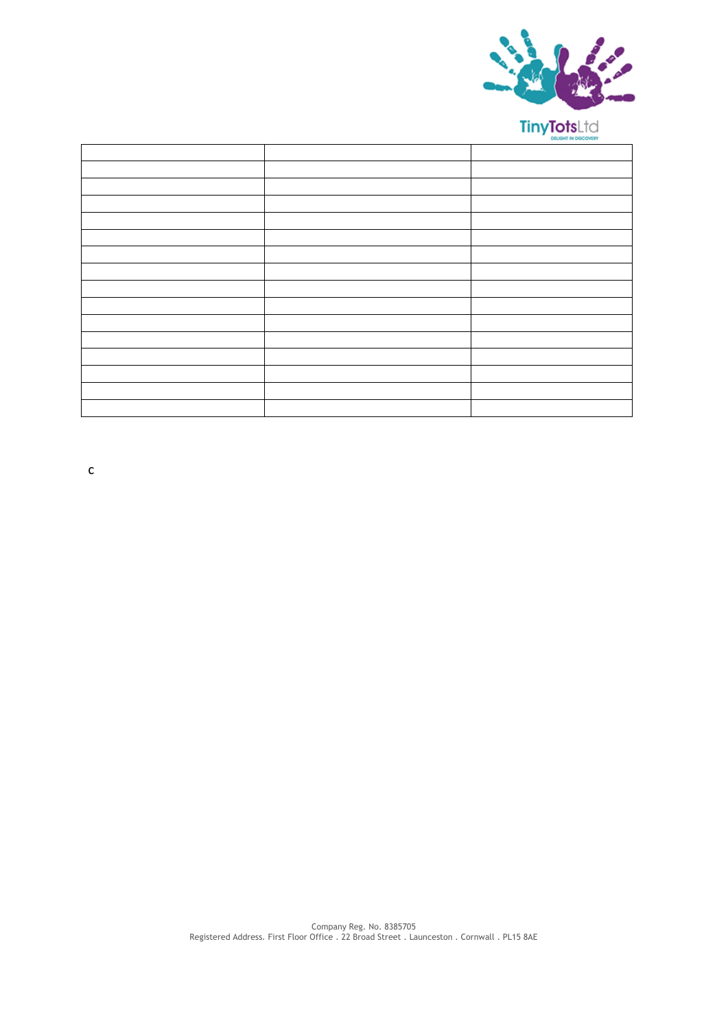| | | |
|---|---|---|
| | | |
| | | |
| | | |
| | | |
| | | |
| | | |
| | | |
| | | |
| | | |
| | | |
| | | |
| | | |
| | | |
| | | |
| | | |

C

Company Reg. No. 8385705
Registered Address. First Floor Office . 22 Broad Street . Launceston . Cornwall . PL15 8AE